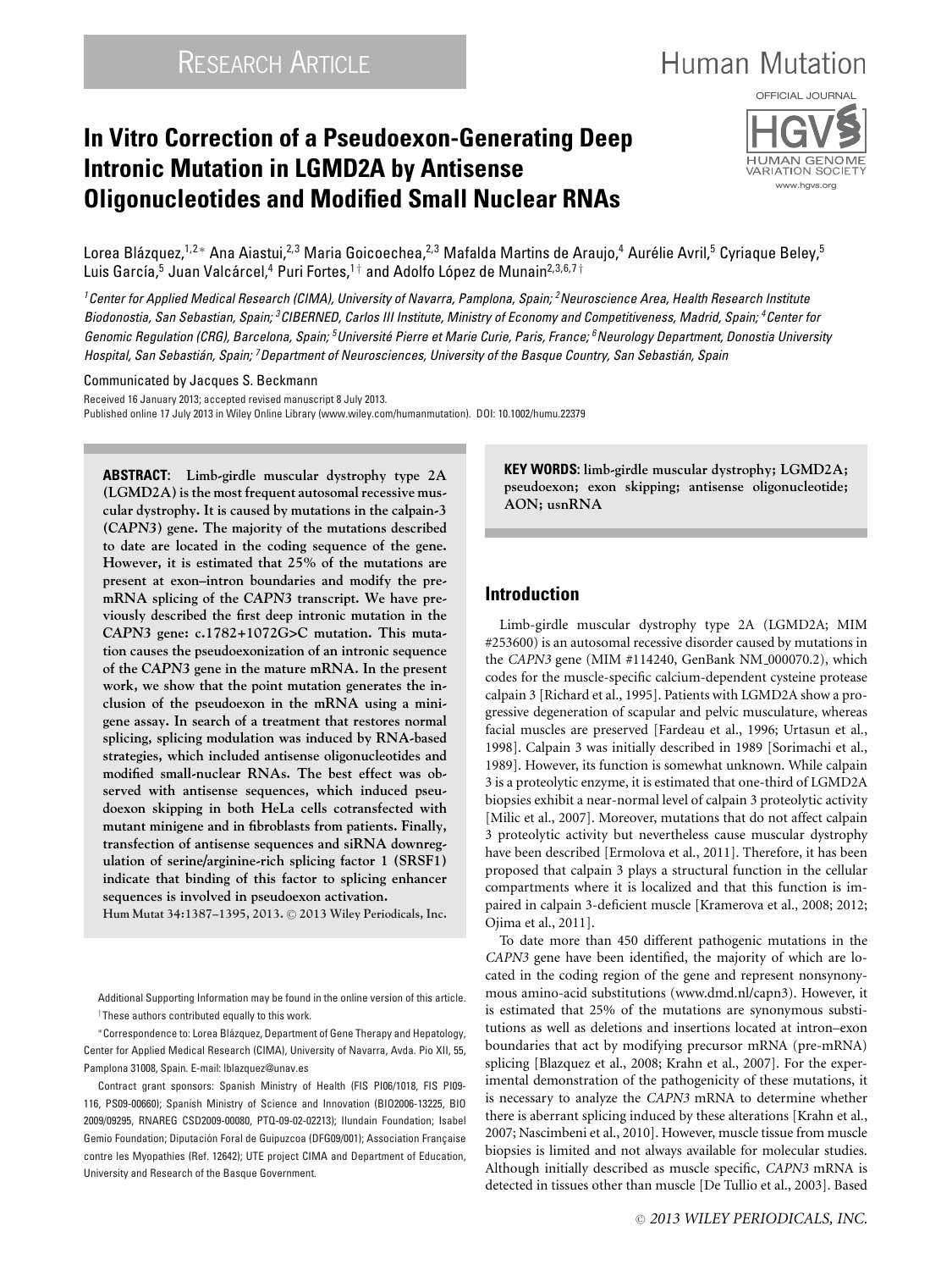RESEARCH ARTICLE

# In Vitro Correction of a Pseudoexon-Generating Deep Intronic Mutation in LGMD2A by Antisense Oligonucleotides and Modified Small Nuclear RNAs

Lorea Blázquez,[1,2]* Ana Aiastui,[2,3] Maria Goicoechea,[2,3] Mafalda Martins de Araujo,[4] Aurélie Avril,[5] Cyriaque Beley,[5] Luis García,[5] Juan Valcárcel,[4] Puri Fortes,[1†] and Adolfo López de Munain[2,3,6,7†]

[1]Center for Applied Medical Research (CIMA), University of Navarra, Pamplona, Spain; [2]Neuroscience Area, Health Research Institute Biodonostia, San Sebastian, Spain; [3]CIBERNED, Carlos III Institute, Ministry of Economy and Competitiveness, Madrid, Spain; [4]Center for Genomic Regulation (CRG), Barcelona, Spain; [5]Université Pierre et Marie Curie, Paris, France; [6]Neurology Department, Donostia University Hospital, San Sebastián, Spain; [7]Department of Neurosciences, University of the Basque Country, San Sebastián, Spain

Communicated by Jacques S. Beckmann

Received 16 January 2013; accepted revised manuscript 8 July 2013.
Published online 17 July 2013 in Wiley Online Library (www.wiley.com/humanmutation). DOI: 10.1002/humu.22379

**ABSTRACT: Limb-girdle muscular dystrophy type 2A (LGMD2A) is the most frequent autosomal recessive muscular dystrophy. It is caused by mutations in the calpain-3 (CAPN3) gene. The majority of the mutations described to date are located in the coding sequence of the gene. However, it is estimated that 25% of the mutations are present at exon–intron boundaries and modify the pre-mRNA splicing of the CAPN3 transcript. We have previously described the first deep intronic mutation in the CAPN3 gene: c.1782+1072G>C mutation. This mutation causes the pseudoexonization of an intronic sequence of the CAPN3 gene in the mature mRNA. In the present work, we show that the point mutation generates the inclusion of the pseudoexon in the mRNA using a minigene assay. In search of a treatment that restores normal splicing, splicing modulation was induced by RNA-based strategies, which included antisense oligonucleotides and modified small-nuclear RNAs. The best effect was observed with antisense sequences, which induced pseudoexon skipping in both HeLa cells cotransfected with mutant minigene and in fibroblasts from patients. Finally, transfection of antisense sequences and siRNA downregulation of serine/arginine-rich splicing factor 1 (SRSF1) indicate that binding of this factor to splicing enhancer sequences is involved in pseudoexon activation.**

Hum Mutat 34:1387–1395, 2013. © 2013 Wiley Periodicals, Inc.

**KEY WORDS: limb-girdle muscular dystrophy; LGMD2A; pseudoexon; exon skipping; antisense oligonucleotide; AON; usnRNA**

## Introduction

Limb-girdle muscular dystrophy type 2A (LGMD2A; MIM #253600) is an autosomal recessive disorder caused by mutations in the *CAPN3* gene (MIM #114240, GenBank NM_000070.2), which codes for the muscle-specific calcium-dependent cysteine protease calpain 3 [Richard et al., 1995]. Patients with LGMD2A show a progressive degeneration of scapular and pelvic musculature, whereas facial muscles are preserved [Fardeau et al., 1996; Urtasun et al., 1998]. Calpain 3 was initially described in 1989 [Sorimachi et al., 1989]. However, its function is somewhat unknown. While calpain 3 is a proteolytic enzyme, it is estimated that one-third of LGMD2A biopsies exhibit a near-normal level of calpain 3 proteolytic activity [Milic et al., 2007]. Moreover, mutations that do not affect calpain 3 proteolytic activity but nevertheless cause muscular dystrophy have been described [Ermolova et al., 2011]. Therefore, it has been proposed that calpain 3 plays a structural function in the cellular compartments where it is localized and that this function is impaired in calpain 3-deficient muscle [Kramerova et al., 2008; 2012; Ojima et al., 2011].

To date more than 450 different pathogenic mutations in the *CAPN3* gene have been identified, the majority of which are located in the coding region of the gene and represent nonsynonymous amino-acid substitutions (www.dmd.nl/capn3). However, it is estimated that 25% of the mutations are synonymous substitutions as well as deletions and insertions located at intron–exon boundaries that act by modifying precursor mRNA (pre-mRNA) splicing [Blazquez et al., 2008; Krahn et al., 2007]. For the experimental demonstration of the pathogenicity of these mutations, it is necessary to analyze the *CAPN3* mRNA to determine whether there is aberrant splicing induced by these alterations [Krahn et al., 2007; Nascimbeni et al., 2010]. However, muscle tissue from muscle biopsies is limited and not always available for molecular studies. Although initially described as muscle specific, *CAPN3* mRNA is detected in tissues other than muscle [De Tullio et al., 2003]. Based

Additional Supporting Information may be found in the online version of this article.
†These authors contributed equally to this work.
*Correspondence to: Lorea Blázquez, Department of Gene Therapy and Hepatology, Center for Applied Medical Research (CIMA), University of Navarra, Avda. Pio XII, 55, Pamplona 31008, Spain. E-mail: lblazquez@unav.es

Contract grant sponsors: Spanish Ministry of Health (FIS PI06/1018, FIS PI09-116, PS09-00660); Spanish Ministry of Science and Innovation (BIO2006-13225, BIO 2009/09295, RNAREG CSD2009-00080, PTQ-09-02-02213); Ilundain Foundation; Isabel Gemio Foundation; Diputación Foral de Guipuzcoa (DFG09/001); Association Française contre les Myopathies (Ref. 12642); UTE project CIMA and Department of Education, University and Research of the Basque Government.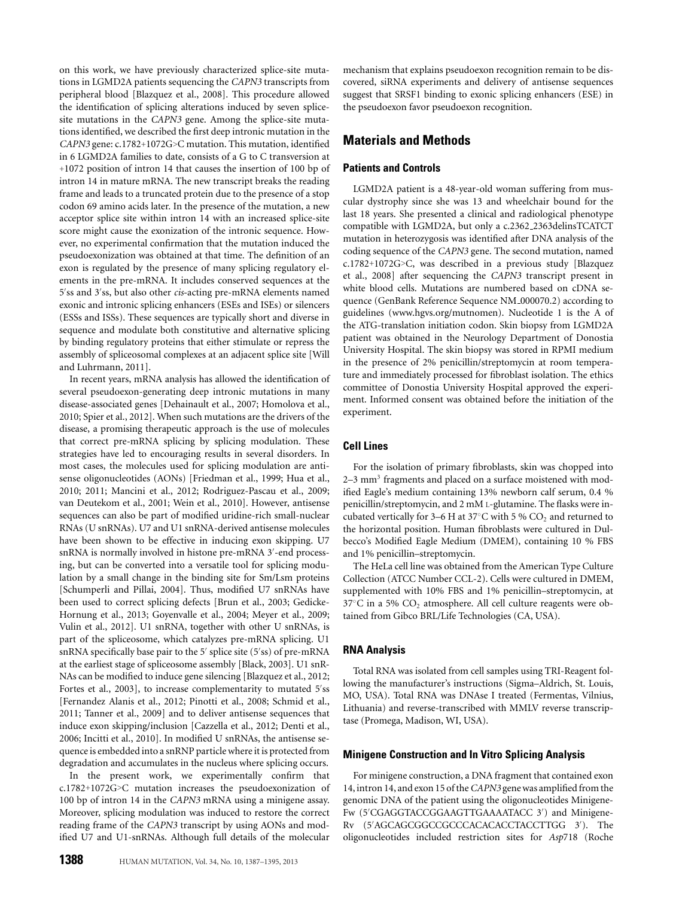on this work, we have previously characterized splice-site mutations in LGMD2A patients sequencing the *CAPN3* transcripts from peripheral blood [Blazquez et al., 2008]. This procedure allowed the identification of splicing alterations induced by seven splice-site mutations in the *CAPN3* gene. Among the splice-site mutations identified, we described the first deep intronic mutation in the *CAPN3* gene: c.1782+1072G>C mutation. This mutation, identified in 6 LGMD2A families to date, consists of a G to C transversion at +1072 position of intron 14 that causes the insertion of 100 bp of intron 14 in mature mRNA. The new transcript breaks the reading frame and leads to a truncated protein due to the presence of a stop codon 69 amino acids later. In the presence of the mutation, a new acceptor splice site within intron 14 with an increased splice-site score might cause the exonization of the intronic sequence. However, no experimental confirmation that the mutation induced the pseudoexonization was obtained at that time. The definition of an exon is regulated by the presence of many splicing regulatory elements in the pre-mRNA. It includes conserved sequences at the 5′ss and 3′ss, but also other *cis*-acting pre-mRNA elements named exonic and intronic splicing enhancers (ESEs and ISEs) or silencers (ESSs and ISSs). These sequences are typically short and diverse in sequence and modulate both constitutive and alternative splicing by binding regulatory proteins that either stimulate or repress the assembly of spliceosomal complexes at an adjacent splice site [Will and Luhrmann, 2011].

In recent years, mRNA analysis has allowed the identification of several pseudoexon-generating deep intronic mutations in many disease-associated genes [Dehainault et al., 2007; Homolova et al., 2010; Spier et al., 2012]. When such mutations are the drivers of the disease, a promising therapeutic approach is the use of molecules that correct pre-mRNA splicing by splicing modulation. These strategies have led to encouraging results in several disorders. In most cases, the molecules used for splicing modulation are antisense oligonucleotides (AONs) [Friedman et al., 1999; Hua et al., 2010; 2011; Mancini et al., 2012; Rodriguez-Pascau et al., 2009; van Deutekom et al., 2001; Wein et al., 2010]. However, antisense sequences can also be part of modified uridine-rich small-nuclear RNAs (U snRNAs). U7 and U1 snRNA-derived antisense molecules have been shown to be effective in inducing exon skipping. U7 snRNA is normally involved in histone pre-mRNA 3′-end processing, but can be converted into a versatile tool for splicing modulation by a small change in the binding site for Sm/Lsm proteins [Schumperli and Pillai, 2004]. Thus, modified U7 snRNAs have been used to correct splicing defects [Brun et al., 2003; Gedicke-Hornung et al., 2013; Goyenvalle et al., 2004; Meyer et al., 2009; Vulin et al., 2012]. U1 snRNA, together with other U snRNAs, is part of the spliceosome, which catalyzes pre-mRNA splicing. U1 snRNA specifically base pair to the 5′ splice site (5′ss) of pre-mRNA at the earliest stage of spliceosome assembly [Black, 2003]. U1 snRNAs can be modified to induce gene silencing [Blazquez et al., 2012; Fortes et al., 2003], to increase complementarity to mutated 5′ss [Fernandez Alanis et al., 2012; Pinotti et al., 2008; Schmid et al., 2011; Tanner et al., 2009] and to deliver antisense sequences that induce exon skipping/inclusion [Cazzella et al., 2012; Denti et al., 2006; Incitti et al., 2010]. In modified U snRNAs, the antisense sequence is embedded into a snRNP particle where it is protected from degradation and accumulates in the nucleus where splicing occurs.

In the present work, we experimentally confirm that c.1782+1072G>C mutation increases the pseudoexonization of 100 bp of intron 14 in the *CAPN3* mRNA using a minigene assay. Moreover, splicing modulation was induced to restore the correct reading frame of the *CAPN3* transcript by using AONs and modified U7 and U1-snRNAs. Although full details of the molecular mechanism that explains pseudoexon recognition remain to be discovered, siRNA experiments and delivery of antisense sequences suggest that SRSF1 binding to exonic splicing enhancers (ESE) in the pseudoexon favor pseudoexon recognition.

## Materials and Methods

### Patients and Controls

LGMD2A patient is a 48-year-old woman suffering from muscular dystrophy since she was 13 and wheelchair bound for the last 18 years. She presented a clinical and radiological phenotype compatible with LGMD2A, but only a c.2362_2363delinsTCATCT mutation in heterozygosis was identified after DNA analysis of the coding sequence of the *CAPN3* gene. The second mutation, named c.1782+1072G>C, was described in a previous study [Blazquez et al., 2008] after sequencing the *CAPN3* transcript present in white blood cells. Mutations are numbered based on cDNA sequence (GenBank Reference Sequence NM_000070.2) according to guidelines (www.hgvs.org/mutnomen). Nucleotide 1 is the A of the ATG-translation initiation codon. Skin biopsy from LGMD2A patient was obtained in the Neurology Department of Donostia University Hospital. The skin biopsy was stored in RPMI medium in the presence of 2% penicillin/streptomycin at room temperature and immediately processed for fibroblast isolation. The ethics committee of Donostia University Hospital approved the experiment. Informed consent was obtained before the initiation of the experiment.

### Cell Lines

For the isolation of primary fibroblasts, skin was chopped into 2–3 $mm^3$ fragments and placed on a surface moistened with modified Eagle's medium containing 13% newborn calf serum, 0.4 % penicillin/streptomycin, and 2 mM L-glutamine. The flasks were incubated vertically for 3–6 H at 37°C with 5 % $CO_2$ and returned to the horizontal position. Human fibroblasts were cultured in Dulbecco's Modified Eagle Medium (DMEM), containing 10 % FBS and 1% penicillin–streptomycin.

The HeLa cell line was obtained from the American Type Culture Collection (ATCC Number CCL-2). Cells were cultured in DMEM, supplemented with 10% FBS and 1% penicillin–streptomycin, at 37°C in a 5% $CO_2$ atmosphere. All cell culture reagents were obtained from Gibco BRL/Life Technologies (CA, USA).

### RNA Analysis

Total RNA was isolated from cell samples using TRI-Reagent following the manufacturer's instructions (Sigma–Aldrich, St. Louis, MO, USA). Total RNA was DNAse I treated (Fermentas, Vilnius, Lithuania) and reverse-transcribed with MMLV reverse transcriptase (Promega, Madison, WI, USA).

### Minigene Construction and In Vitro Splicing Analysis

For minigene construction, a DNA fragment that contained exon 14, intron 14, and exon 15 of the *CAPN3* gene was amplified from the genomic DNA of the patient using the oligonucleotides Minigene-Fw (5′CGAGGTACCGGAAGTTGAAAATACC 3′) and Minigene-Rv (5′AGCAGCGGCCGCCCACACACCTACCTTGG 3′). The oligonucleotides included restriction sites for *Asp*718 (Roche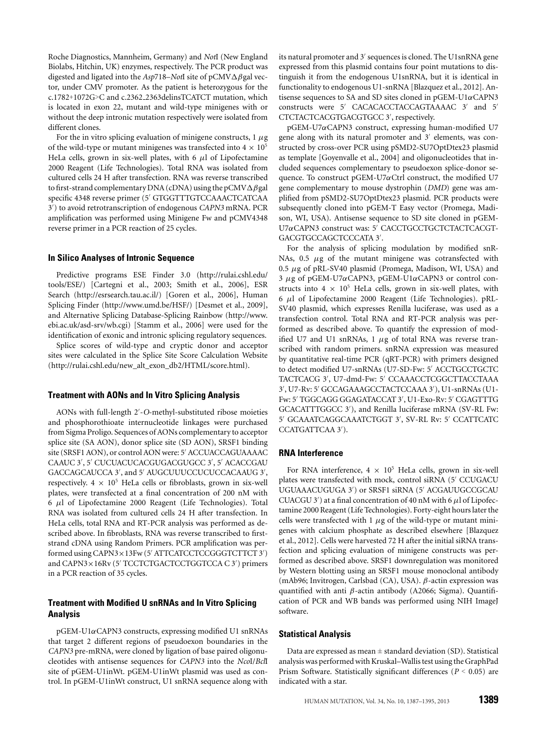Roche Diagnostics, Mannheim, Germany) and *Not*I (New England Biolabs, Hitchin, UK) enzymes, respectively. The PCR product was digested and ligated into the *Asp*718–*Not*I site of pCMV$\Delta\beta$gal vector, under CMV promoter. As the patient is heterozygous for the c.1782+1072G>C and c.2362_2363delinsTCATCT mutation, which is located in exon 22, mutant and wild-type minigenes with or without the deep intronic mutation respectively were isolated from different clones.

For the in vitro splicing evaluation of minigene constructs, 1 $\mu$g of the wild-type or mutant minigenes was transfected into $4 \times 10^5$ HeLa cells, grown in six-well plates, with 6 $\mu$l of Lipofectamine 2000 Reagent (Life Technologies). Total RNA was isolated from cultured cells 24 H after transfection. RNA was reverse transcribed to first-strand complementary DNA (cDNA) using the pCMV$\Delta\beta$gal specific 4348 reverse primer (5′ GTGGTTTGTCCAAACTCATCAA 3′) to avoid retrotranscription of endogenous *CAPN3* mRNA. PCR amplification was performed using Minigene Fw and pCMV4348 reverse primer in a PCR reaction of 25 cycles.

## In Silico Analyses of Intronic Sequence

Predictive programs ESE Finder 3.0 (http://rulai.cshl.edu/tools/ESE/) [Cartegni et al., 2003; Smith et al., 2006], ESR Search (http://esrsearch.tau.ac.il/) [Goren et al., 2006], Human Splicing Finder (http://www.umd.be/HSF/) [Desmet et al., 2009], and Alternative Splicing Database-Splicing Rainbow (http://www.ebi.ac.uk/asd-srv/wb.cgi) [Stamm et al., 2006] were used for the identification of exonic and intronic splicing regulatory sequences.

Splice scores of wild-type and cryptic donor and acceptor sites were calculated in the Splice Site Score Calculation Website (http://rulai.cshl.edu/new_alt_exon_db2/HTML/score.html).

## Treatment with AONs and In Vitro Splicing Analysis

AONs with full-length 2′-*O*-methyl-substituted ribose moieties and phosphorothioate internucleotide linkages were purchased from Sigma Proligo. Sequences of AONs complementary to acceptor splice site (SA AON), donor splice site (SD AON), SRSF1 binding site (SRSF1 AON), or control AON were: 5′ ACCUACCAGUAAAAC CAAUC 3′, 5′ CUCUACUCACGUGACGUGCC 3′, 5′ ACACCGAU GACCAGCAUCCA 3′, and 5′ AUGCUUUCCUCUCCACAAUG 3′, respectively. $4 \times 10^5$ HeLa cells or fibroblasts, grown in six-well plates, were transfected at a final concentration of 200 nM with 6 $\mu$l of Lipofectamine 2000 Reagent (Life Technologies). Total RNA was isolated from cultured cells 24 H after transfection. In HeLa cells, total RNA and RT-PCR analysis was performed as described above. In fibroblasts, RNA was reverse transcribed to first-strand cDNA using Random Primers. PCR amplification was performed using CAPN3×13Fw (5′ ATTCATCCTCCGGGTCTTCT 3′) and CAPN3×16Rv (5′ TCCTCTGACTCCTGGTCCA C 3′) primers in a PCR reaction of 35 cycles.

## Treatment with Modified U snRNAs and In Vitro Splicing Analysis

pGEM-U1$\alpha$CAPN3 constructs, expressing modified U1 snRNAs that target 2 different regions of pseudoexon boundaries in the *CAPN3* pre-mRNA, were cloned by ligation of base paired oligonucleotides with antisense sequences for *CAPN3* into the *Nco*I/*Bcl*I site of pGEM-U1inWt. pGEM-U1inWt plasmid was used as control. In pGEM-U1inWt construct, U1 snRNA sequence along with its natural promoter and 3′ sequences is cloned. The U1snRNA gene expressed from this plasmid contains four point mutations to distinguish it from the endogenous U1snRNA, but it is identical in functionality to endogenous U1-snRNA [Blazquez et al., 2012]. Antisense sequences to SA and SD sites cloned in pGEM-U1$\alpha$CAPN3 constructs were 5′ CACACACCTACCAGTAAAAC 3′ and 5′ CTCTACTCACGTGACGTGCC 3′, respectively.

pGEM-U7$\alpha$CAPN3 construct, expressing human-modified U7 gene along with its natural promoter and 3′ elements, was constructed by cross-over PCR using pSMD2-SU7OptDtex23 plasmid as template [Goyenvalle et al., 2004] and oligonucleotides that included sequences complementary to pseudoexon splice-donor sequence. To construct pGEM-U7$\alpha$Ctrl construct, the modified U7 gene complementary to mouse dystrophin (*DMD*) gene was amplified from pSMD2-SU7OptDtex23 plasmid. PCR products were subsequently cloned into pGEM-T Easy vector (Promega, Madison, WI, USA). Antisense sequence to SD site cloned in pGEM-U7$\alpha$CAPN3 construct was: 5′ CACCTGCCTGCTCTACTCACGT-GACGTGCCAGCTCCCATA 3′.

For the analysis of splicing modulation by modified snRNAs, 0.5 $\mu$g of the mutant minigene was cotransfected with 0.5 $\mu$g of pRL-SV40 plasmid (Promega, Madison, WI, USA) and 3 $\mu$g of pGEM-U7$\alpha$CAPN3, pGEM-U1$\alpha$CAPN3 or control constructs into $4 \times 10^5$ HeLa cells, grown in six-well plates, with 6 $\mu$l of Lipofectamine 2000 Reagent (Life Technologies). pRL-SV40 plasmid, which expresses Renilla luciferase, was used as a transfection control. Total RNA and RT-PCR analysis was performed as described above. To quantify the expression of modified U7 and U1 snRNAs, 1 $\mu$g of total RNA was reverse transcribed with random primers. snRNA expression was measured by quantitative real-time PCR (qRT-PCR) with primers designed to detect modified U7-snRNAs (U7-SD-Fw: 5′ ACCTGCCTGCTC TACTCACG 3′, U7-dmd-Fw: 5′ CCAAACCTCGGCTTACCTAAA 3′, U7-Rv: 5′ GCCAGAAAGCCTACTCCAAA 3′), U1-snRNAs (U1-Fw: 5′ TGGCAGG GGAGATACCAT 3′, U1-Exo-Rv: 5′ CGAGTTTG GCACATTTGGCC 3′), and Renilla luciferase mRNA (SV-RL Fw: 5′ GCAAATCAGGCAAATCTGGT 3′, SV-RL Rv: 5′ CCATTCATC CCATGATTCAA 3′).

## RNA Interference

For RNA interference, $4 \times 10^5$ HeLa cells, grown in six-well plates were transfected with mock, control siRNA (5′ CCUGACU UGUAAACUGUGA 3′) or SRSF1 siRNA (5′ ACGAUUGCCGCAU CUACGU 3′) at a final concentration of 40 nM with 6 $\mu$l of Lipofectamine 2000 Reagent (Life Technologies). Forty-eight hours later the cells were transfected with 1 $\mu$g of the wild-type or mutant minigenes with calcium phosphate as described elsewhere [Blazquez et al., 2012]. Cells were harvested 72 H after the initial siRNA transfection and splicing evaluation of minigene constructs was performed as described above. SRSF1 downregulation was monitored by Western blotting using an SRSF1 mouse monoclonal antibody (mAb96; Invitrogen, Carlsbad (CA), USA). $\beta$-actin expression was quantified with anti $\beta$-actin antibody (A2066; Sigma). Quantification of PCR and WB bands was performed using NIH ImageJ software.

## Statistical Analysis

Data are expressed as mean ± standard deviation (SD). Statistical analysis was performed with Kruskal–Wallis test using the GraphPad Prism Software. Statistically significant differences ($P < 0.05$) are indicated with a star.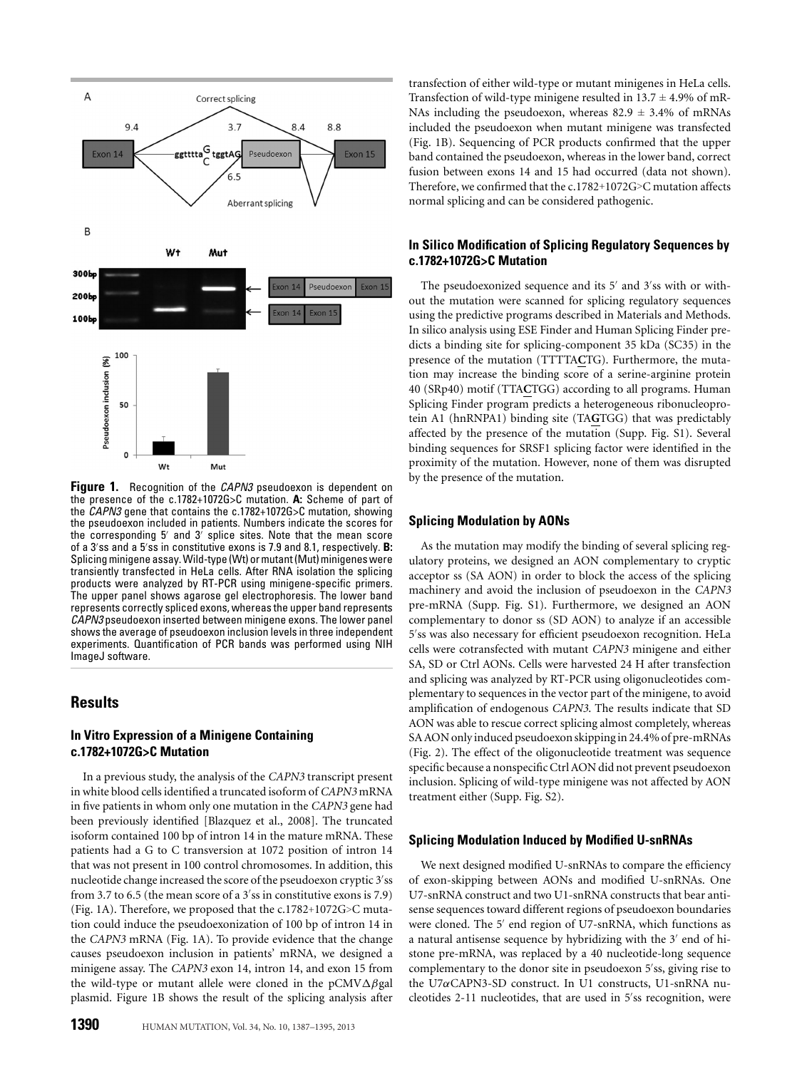**Figure 1.** Recognition of the *CAPN3* pseudoexon is dependent on the presence of the c.1782+1072G>C mutation. **A:** Scheme of part of the *CAPN3* gene that contains the c.1782+1072G>C mutation, showing the pseudoexon included in patients. Numbers indicate the scores for the corresponding 5′ and 3′ splice sites. Note that the mean score of a 3′ss and a 5′ss in constitutive exons is 7.9 and 8.1, respectively. **B:** Splicing minigene assay. Wild-type (Wt) or mutant (Mut) minigenes were transiently transfected in HeLa cells. After RNA isolation the splicing products were analyzed by RT-PCR using minigene-specific primers. The upper panel shows agarose gel electrophoresis. The lower band represents correctly spliced exons, whereas the upper band represents *CAPN3* pseudoexon inserted between minigene exons. The lower panel shows the average of pseudoexon inclusion levels in three independent experiments. Quantification of PCR bands was performed using NIH ImageJ software.

## Results

### In Vitro Expression of a Minigene Containing c.1782+1072G>C Mutation

In a previous study, the analysis of the *CAPN3* transcript present in white blood cells identified a truncated isoform of *CAPN3* mRNA in five patients in whom only one mutation in the *CAPN3* gene had been previously identified [Blazquez et al., 2008]. The truncated isoform contained 100 bp of intron 14 in the mature mRNA. These patients had a G to C transversion at 1072 position of intron 14 that was not present in 100 control chromosomes. In addition, this nucleotide change increased the score of the pseudoexon cryptic 3′ss from 3.7 to 6.5 (the mean score of a 3′ss in constitutive exons is 7.9) (Fig. 1A). Therefore, we proposed that the c.1782+1072G>C mutation could induce the pseudoexonization of 100 bp of intron 14 in the *CAPN3* mRNA (Fig. 1A). To provide evidence that the change causes pseudoexon inclusion in patients' mRNA, we designed a minigene assay. The *CAPN3* exon 14, intron 14, and exon 15 from the wild-type or mutant allele were cloned in the pCMV$\Delta\beta$gal plasmid. Figure 1B shows the result of the splicing analysis after transfection of either wild-type or mutant minigenes in HeLa cells. Transfection of wild-type minigene resulted in 13.7 ± 4.9% of mRNAs including the pseudoexon, whereas 82.9 ± 3.4% of mRNAs included the pseudoexon when mutant minigene was transfected (Fig. 1B). Sequencing of PCR products confirmed that the upper band contained the pseudoexon, whereas in the lower band, correct fusion between exons 14 and 15 had occurred (data not shown). Therefore, we confirmed that the c.1782+1072G>C mutation affects normal splicing and can be considered pathogenic.

### In Silico Modification of Splicing Regulatory Sequences by c.1782+1072G>C Mutation

The pseudoexonized sequence and its 5′ and 3′ss with or without the mutation were scanned for splicing regulatory sequences using the predictive programs described in Materials and Methods. In silico analysis using ESE Finder and Human Splicing Finder predicts a binding site for splicing-component 35 kDa (SC35) in the presence of the mutation (TTTTA**C**TG). Furthermore, the mutation may increase the binding score of a serine-arginine protein 40 (SRp40) motif (TTA**C**TGG) according to all programs. Human Splicing Finder program predicts a heterogeneous ribonucleoprotein A1 (hnRNPA1) binding site (TA**G**TGG) that was predictably affected by the presence of the mutation (Supp. Fig. S1). Several binding sequences for SRSF1 splicing factor were identified in the proximity of the mutation. However, none of them was disrupted by the presence of the mutation.

### Splicing Modulation by AONs

As the mutation may modify the binding of several splicing regulatory proteins, we designed an AON complementary to cryptic acceptor ss (SA AON) in order to block the access of the splicing machinery and avoid the inclusion of pseudoexon in the *CAPN3* pre-mRNA (Supp. Fig. S1). Furthermore, we designed an AON complementary to donor ss (SD AON) to analyze if an accessible 5′ss was also necessary for efficient pseudoexon recognition. HeLa cells were cotransfected with mutant *CAPN3* minigene and either SA, SD or Ctrl AONs. Cells were harvested 24 H after transfection and splicing was analyzed by RT-PCR using oligonucleotides complementary to sequences in the vector part of the minigene, to avoid amplification of endogenous *CAPN3*. The results indicate that SD AON was able to rescue correct splicing almost completely, whereas SA AON only induced pseudoexon skipping in 24.4% of pre-mRNAs (Fig. 2). The effect of the oligonucleotide treatment was sequence specific because a nonspecific Ctrl AON did not prevent pseudoexon inclusion. Splicing of wild-type minigene was not affected by AON treatment either (Supp. Fig. S2).

### Splicing Modulation Induced by Modified U-snRNAs

We next designed modified U-snRNAs to compare the efficiency of exon-skipping between AONs and modified U-snRNAs. One U7-snRNA construct and two U1-snRNA constructs that bear antisense sequences toward different regions of pseudoexon boundaries were cloned. The 5′ end region of U7-snRNA, which functions as a natural antisense sequence by hybridizing with the 3′ end of histone pre-mRNA, was replaced by a 40 nucleotide-long sequence complementary to the donor site in pseudoexon 5′ss, giving rise to the U7$\alpha$CAPN3-SD construct. In U1 constructs, U1-snRNA nucleotides 2-11 nucleotides, that are used in 5′ss recognition, were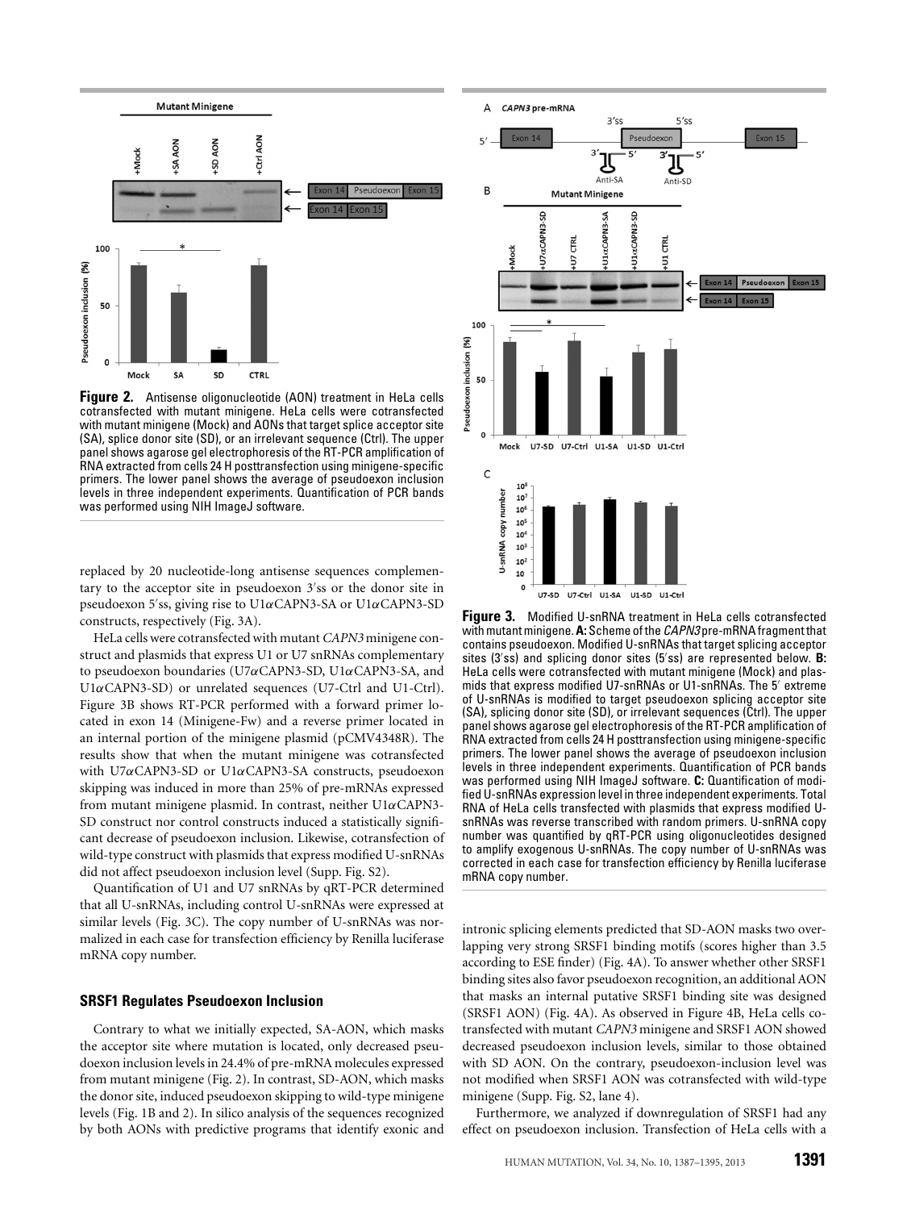**Figure 2.** Antisense oligonucleotide (AON) treatment in HeLa cells cotransfected with mutant minigene. HeLa cells were cotransfected with mutant minigene (Mock) and AONs that target splice acceptor site (SA), splice donor site (SD), or an irrelevant sequence (Ctrl). The upper panel shows agarose gel electrophoresis of the RT-PCR amplification of RNA extracted from cells 24 H posttransfection using minigene-specific primers. The lower panel shows the average of pseudoexon inclusion levels in three independent experiments. Quantification of PCR bands was performed using NIH ImageJ software.

replaced by 20 nucleotide-long antisense sequences complementary to the acceptor site in pseudoexon 3′ss or the donor site in pseudoexon 5′ss, giving rise to U1αCAPN3-SA or U1αCAPN3-SD constructs, respectively (Fig. 3A).

HeLa cells were cotransfected with mutant *CAPN3* minigene construct and plasmids that express U1 or U7 snRNAs complementary to pseudoexon boundaries (U7αCAPN3-SD, U1αCAPN3-SA, and U1αCAPN3-SD) or unrelated sequences (U7-Ctrl and U1-Ctrl). Figure 3B shows RT-PCR performed with a forward primer located in exon 14 (Minigene-Fw) and a reverse primer located in an internal portion of the minigene plasmid (pCMV4348R). The results show that when the mutant minigene was cotransfected with U7αCAPN3-SD or U1αCAPN3-SA constructs, pseudoexon skipping was induced in more than 25% of pre-mRNAs expressed from mutant minigene plasmid. In contrast, neither U1αCAPN3-SD construct nor control constructs induced a statistically significant decrease of pseudoexon inclusion. Likewise, cotransfection of wild-type construct with plasmids that express modified U-snRNAs did not affect pseudoexon inclusion level (Supp. Fig. S2).

Quantification of U1 and U7 snRNAs by qRT-PCR determined that all U-snRNAs, including control U-snRNAs were expressed at similar levels (Fig. 3C). The copy number of U-snRNAs was normalized in each case for transfection efficiency by Renilla luciferase mRNA copy number.

### SRSF1 Regulates Pseudoexon Inclusion

Contrary to what we initially expected, SA-AON, which masks the acceptor site where mutation is located, only decreased pseudoexon inclusion levels in 24.4% of pre-mRNA molecules expressed from mutant minigene (Fig. 2). In contrast, SD-AON, which masks the donor site, induced pseudoexon skipping to wild-type minigene levels (Fig. 1B and 2). In silico analysis of the sequences recognized by both AONs with predictive programs that identify exonic and intronic splicing elements predicted that SD-AON masks two overlapping very strong SRSF1 binding motifs (scores higher than 3.5 according to ESE finder) (Fig. 4A). To answer whether other SRSF1 binding sites also favor pseudoexon recognition, an additional AON that masks an internal putative SRSF1 binding site was designed (SRSF1 AON) (Fig. 4A). As observed in Figure 4B, HeLa cells cotransfected with mutant *CAPN3* minigene and SRSF1 AON showed decreased pseudoexon inclusion levels, similar to those obtained with SD AON. On the contrary, pseudoexon-inclusion level was not modified when SRSF1 AON was cotransfected with wild-type minigene (Supp. Fig. S2, lane 4).

Furthermore, we analyzed if downregulation of SRSF1 had any effect on pseudoexon inclusion. Transfection of HeLa cells with a

**Figure 3.** Modified U-snRNA treatment in HeLa cells cotransfected with mutant minigene. **A:** Scheme of the *CAPN3* pre-mRNA fragment that contains pseudoexon. Modified U-snRNAs that target splicing acceptor sites (3′ss) and splicing donor sites (5′ss) are represented below. **B:** HeLa cells were cotransfected with mutant minigene (Mock) and plasmids that express modified U7-snRNAs or U1-snRNAs. The 5′ extreme of U-snRNAs is modified to target pseudoexon splicing acceptor site (SA), splicing donor site (SD), or irrelevant sequences (Ctrl). The upper panel shows agarose gel electrophoresis of the RT-PCR amplification of RNA extracted from cells 24 H posttransfection using minigene-specific primers. The lower panel shows the average of pseudoexon inclusion levels in three independent experiments. Quantification of PCR bands was performed using NIH ImageJ software. **C:** Quantification of modified U-snRNAs expression level in three independent experiments. Total RNA of HeLa cells transfected with plasmids that express modified U-snRNAs was reverse transcribed with random primers. U-snRNA copy number was quantified by qRT-PCR using oligonucleotides designed to amplify exogenous U-snRNAs. The copy number of U-snRNAs was corrected in each case for transfection efficiency by Renilla luciferase mRNA copy number.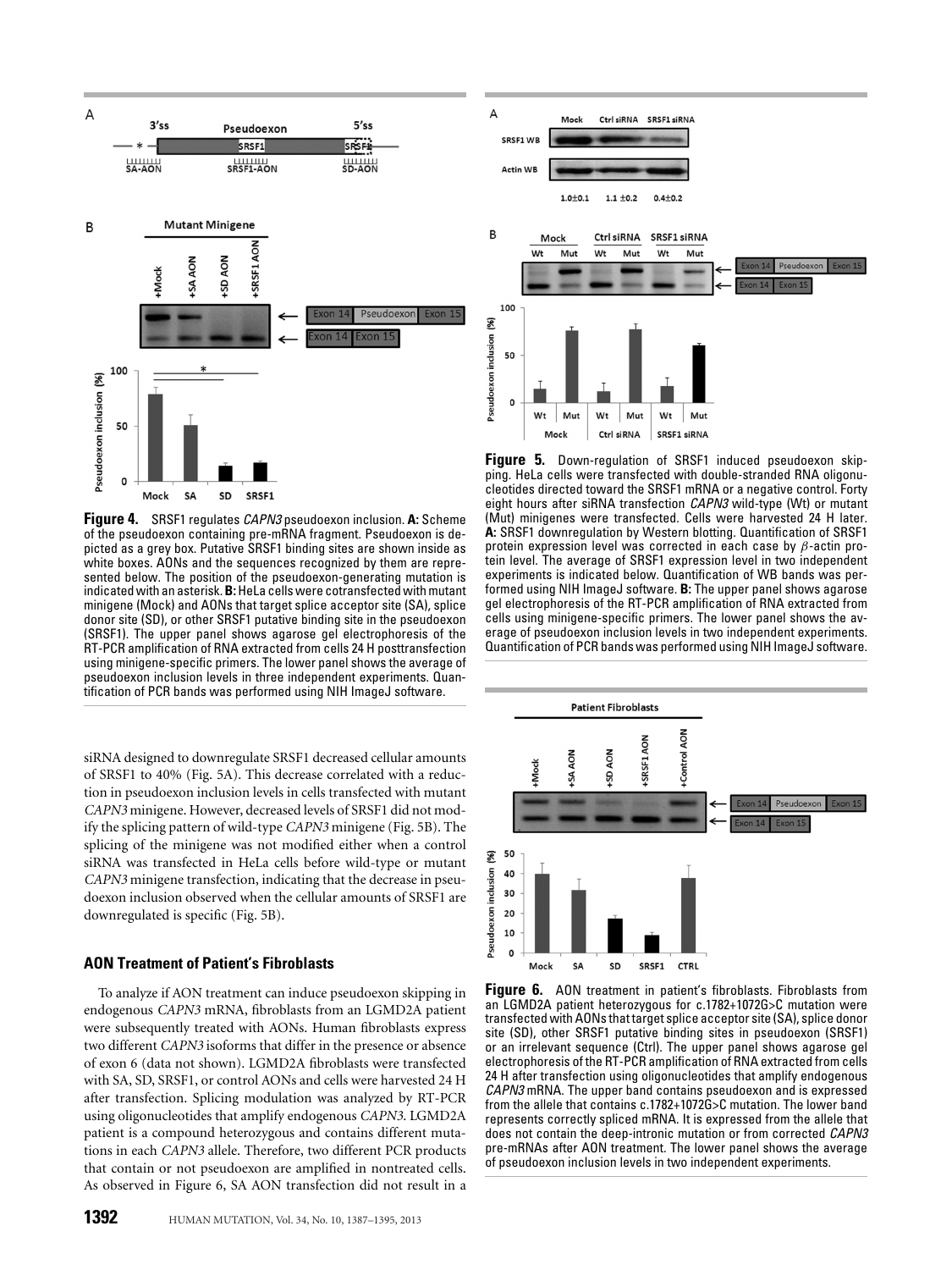**Figure 4.** SRSF1 regulates *CAPN3* pseudoexon inclusion. **A:** Scheme of the pseudoexon containing pre-mRNA fragment. Pseudoexon is depicted as a grey box. Putative SRSF1 binding sites are shown inside as white boxes. AONs and the sequences recognized by them are represented below. The position of the pseudoexon-generating mutation is indicated with an asterisk. **B:** HeLa cells were cotransfected with mutant minigene (Mock) and AONs that target splice acceptor site (SA), splice donor site (SD), or other SRSF1 putative binding site in the pseudoexon (SRSF1). The upper panel shows agarose gel electrophoresis of the RT-PCR amplification of RNA extracted from cells 24 H posttransfection using minigene-specific primers. The lower panel shows the average of pseudoexon inclusion levels in three independent experiments. Quantification of PCR bands was performed using NIH ImageJ software.

**Figure 5.** Down-regulation of SRSF1 induced pseudoexon skipping. HeLa cells were transfected with double-stranded RNA oligonucleotides directed toward the SRSF1 mRNA or a negative control. Forty eight hours after siRNA transfection *CAPN3* wild-type (Wt) or mutant (Mut) minigenes were transfected. Cells were harvested 24 H later. **A:** SRSF1 downregulation by Western blotting. Quantification of SRSF1 protein expression level was corrected in each case by $\beta$-actin protein level. The average of SRSF1 expression level in two independent experiments is indicated below. Quantification of WB bands was performed using NIH ImageJ software. **B:** The upper panel shows agarose gel electrophoresis of the RT-PCR amplification of RNA extracted from cells using minigene-specific primers. The lower panel shows the average of pseudoexon inclusion levels in two independent experiments. Quantification of PCR bands was performed using NIH ImageJ software.

siRNA designed to downregulate SRSF1 decreased cellular amounts of SRSF1 to 40% (Fig. 5A). This decrease correlated with a reduction in pseudoexon inclusion levels in cells transfected with mutant *CAPN3* minigene. However, decreased levels of SRSF1 did not modify the splicing pattern of wild-type *CAPN3* minigene (Fig. 5B). The splicing of the minigene was not modified either when a control siRNA was transfected in HeLa cells before wild-type or mutant *CAPN3* minigene transfection, indicating that the decrease in pseudoexon inclusion observed when the cellular amounts of SRSF1 are downregulated is specific (Fig. 5B).

### AON Treatment of Patient's Fibroblasts

To analyze if AON treatment can induce pseudoexon skipping in endogenous *CAPN3* mRNA, fibroblasts from an LGMD2A patient were subsequently treated with AONs. Human fibroblasts express two different *CAPN3* isoforms that differ in the presence or absence of exon 6 (data not shown). LGMD2A fibroblasts were transfected with SA, SD, SRSF1, or control AONs and cells were harvested 24 H after transfection. Splicing modulation was analyzed by RT-PCR using oligonucleotides that amplify endogenous *CAPN3*. LGMD2A patient is a compound heterozygous and contains different mutations in each *CAPN3* allele. Therefore, two different PCR products that contain or not pseudoexon are amplified in nontreated cells. As observed in Figure 6, SA AON transfection did not result in a

**Figure 6.** AON treatment in patient's fibroblasts. Fibroblasts from an LGMD2A patient heterozygous for c.1782+1072G>C mutation were transfected with AONs that target splice acceptor site (SA), splice donor site (SD), other SRSF1 putative binding sites in pseudoexon (SRSF1) or an irrelevant sequence (Ctrl). The upper panel shows agarose gel electrophoresis of the RT-PCR amplification of RNA extracted from cells 24 H after transfection using oligonucleotides that amplify endogenous *CAPN3* mRNA. The upper band contains pseudoexon and is expressed from the allele that contains c.1782+1072G>C mutation. The lower band represents correctly spliced mRNA. It is expressed from the allele that does not contain the deep-intronic mutation or from corrected *CAPN3* pre-mRNAs after AON treatment. The lower panel shows the average of pseudoexon inclusion levels in two independent experiments.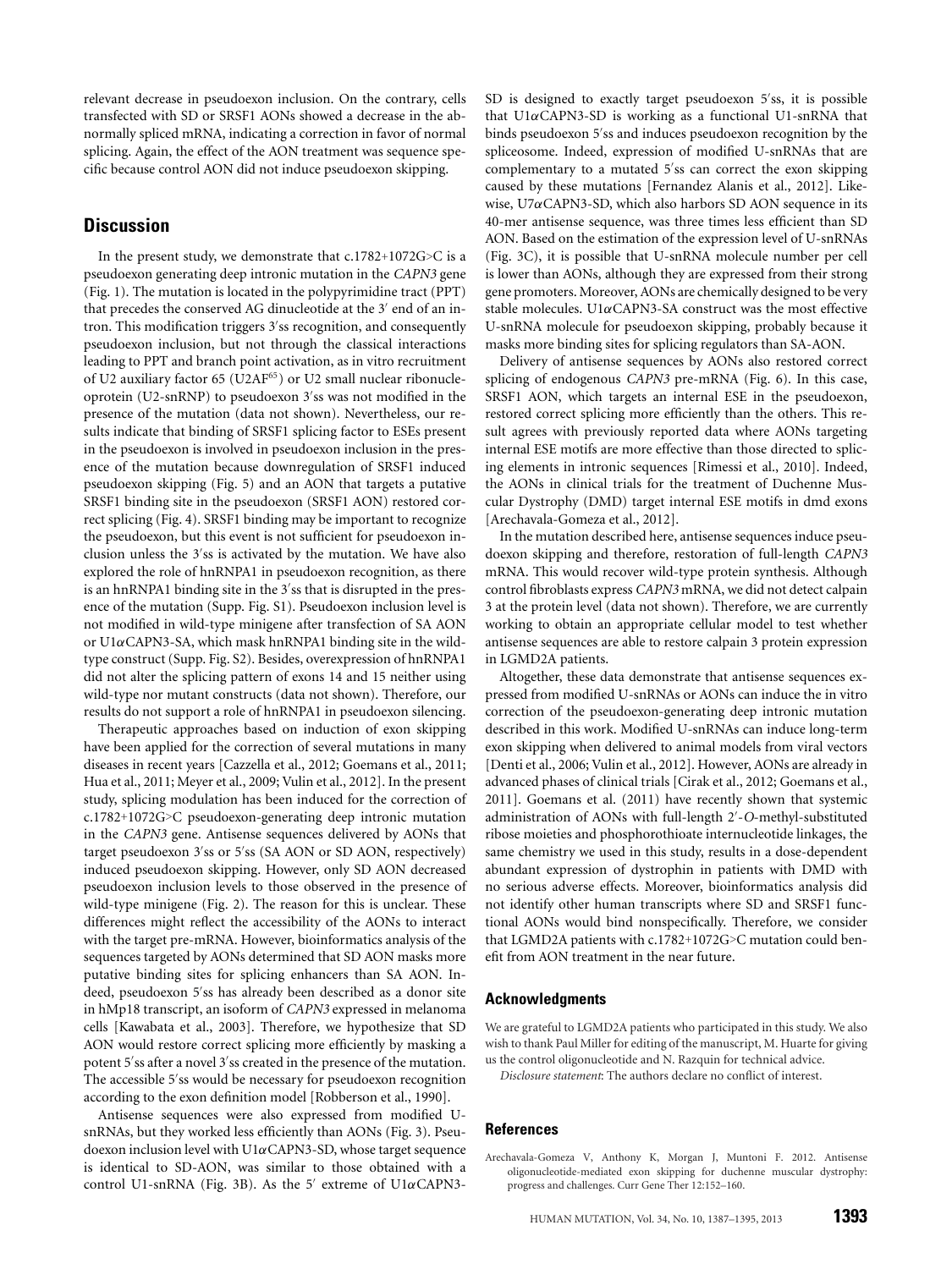relevant decrease in pseudoexon inclusion. On the contrary, cells transfected with SD or SRSF1 AONs showed a decrease in the abnormally spliced mRNA, indicating a correction in favor of normal splicing. Again, the effect of the AON treatment was sequence specific because control AON did not induce pseudoexon skipping.

## Discussion

In the present study, we demonstrate that c.1782+1072G>C is a pseudoexon generating deep intronic mutation in the *CAPN3* gene (Fig. 1). The mutation is located in the polypyrimidine tract (PPT) that precedes the conserved AG dinucleotide at the 3′ end of an intron. This modification triggers 3′ss recognition, and consequently pseudoexon inclusion, but not through the classical interactions leading to PPT and branch point activation, as in vitro recruitment of U2 auxiliary factor 65 (U2AF[65]) or U2 small nuclear ribonucleoprotein (U2-snRNP) to pseudoexon 3′ss was not modified in the presence of the mutation (data not shown). Nevertheless, our results indicate that binding of SRSF1 splicing factor to ESEs present in the pseudoexon is involved in pseudoexon inclusion in the presence of the mutation because downregulation of SRSF1 induced pseudoexon skipping (Fig. 5) and an AON that targets a putative SRSF1 binding site in the pseudoexon (SRSF1 AON) restored correct splicing (Fig. 4). SRSF1 binding may be important to recognize the pseudoexon, but this event is not sufficient for pseudoexon inclusion unless the 3′ss is activated by the mutation. We have also explored the role of hnRNPA1 in pseudoexon recognition, as there is an hnRNPA1 binding site in the 3′ss that is disrupted in the presence of the mutation (Supp. Fig. S1). Pseudoexon inclusion level is not modified in wild-type minigene after transfection of SA AON or U1αCAPN3-SA, which mask hnRNPA1 binding site in the wild-type construct (Supp. Fig. S2). Besides, overexpression of hnRNPA1 did not alter the splicing pattern of exons 14 and 15 neither using wild-type nor mutant constructs (data not shown). Therefore, our results do not support a role of hnRNPA1 in pseudoexon silencing.

Therapeutic approaches based on induction of exon skipping have been applied for the correction of several mutations in many diseases in recent years [Cazzella et al., 2012; Goemans et al., 2011; Hua et al., 2011; Meyer et al., 2009; Vulin et al., 2012]. In the present study, splicing modulation has been induced for the correction of c.1782+1072G>C pseudoexon-generating deep intronic mutation in the *CAPN3* gene. Antisense sequences delivered by AONs that target pseudoexon 3′ss or 5′ss (SA AON or SD AON, respectively) induced pseudoexon skipping. However, only SD AON decreased pseudoexon inclusion levels to those observed in the presence of wild-type minigene (Fig. 2). The reason for this is unclear. These differences might reflect the accessibility of the AONs to interact with the target pre-mRNA. However, bioinformatics analysis of the sequences targeted by AONs determined that SD AON masks more putative binding sites for splicing enhancers than SA AON. Indeed, pseudoexon 5′ss has already been described as a donor site in hMp18 transcript, an isoform of *CAPN3* expressed in melanoma cells [Kawabata et al., 2003]. Therefore, we hypothesize that SD AON would restore correct splicing more efficiently by masking a potent 5′ss after a novel 3′ss created in the presence of the mutation. The accessible 5′ss would be necessary for pseudoexon recognition according to the exon definition model [Robberson et al., 1990].

Antisense sequences were also expressed from modified U-snRNAs, but they worked less efficiently than AONs (Fig. 3). Pseudoexon inclusion level with U1αCAPN3-SD, whose target sequence is identical to SD-AON, was similar to those obtained with a control U1-snRNA (Fig. 3B). As the 5′ extreme of U1αCAPN3-SD is designed to exactly target pseudoexon 5′ss, it is possible that U1αCAPN3-SD is working as a functional U1-snRNA that binds pseudoexon 5′ss and induces pseudoexon recognition by the spliceosome. Indeed, expression of modified U-snRNAs that are complementary to a mutated 5′ss can correct the exon skipping caused by these mutations [Fernandez Alanis et al., 2012]. Likewise, U7αCAPN3-SD, which also harbors SD AON sequence in its 40-mer antisense sequence, was three times less efficient than SD AON. Based on the estimation of the expression level of U-snRNAs (Fig. 3C), it is possible that U-snRNA molecule number per cell is lower than AONs, although they are expressed from their strong gene promoters. Moreover, AONs are chemically designed to be very stable molecules. U1αCAPN3-SA construct was the most effective U-snRNA molecule for pseudoexon skipping, probably because it masks more binding sites for splicing regulators than SA-AON.

Delivery of antisense sequences by AONs also restored correct splicing of endogenous *CAPN3* pre-mRNA (Fig. 6). In this case, SRSF1 AON, which targets an internal ESE in the pseudoexon, restored correct splicing more efficiently than the others. This result agrees with previously reported data where AONs targeting internal ESE motifs are more effective than those directed to splicing elements in intronic sequences [Rimessi et al., 2010]. Indeed, the AONs in clinical trials for the treatment of Duchenne Muscular Dystrophy (DMD) target internal ESE motifs in dmd exons [Arechavala-Gomeza et al., 2012].

In the mutation described here, antisense sequences induce pseudoexon skipping and therefore, restoration of full-length *CAPN3* mRNA. This would recover wild-type protein synthesis. Although control fibroblasts express *CAPN3* mRNA, we did not detect calpain 3 at the protein level (data not shown). Therefore, we are currently working to obtain an appropriate cellular model to test whether antisense sequences are able to restore calpain 3 protein expression in LGMD2A patients.

Altogether, these data demonstrate that antisense sequences expressed from modified U-snRNAs or AONs can induce the in vitro correction of the pseudoexon-generating deep intronic mutation described in this work. Modified U-snRNAs can induce long-term exon skipping when delivered to animal models from viral vectors [Denti et al., 2006; Vulin et al., 2012]. However, AONs are already in advanced phases of clinical trials [Cirak et al., 2012; Goemans et al., 2011]. Goemans et al. (2011) have recently shown that systemic administration of AONs with full-length 2′-*O*-methyl-substituted ribose moieties and phosphorothioate internucleotide linkages, the same chemistry we used in this study, results in a dose-dependent abundant expression of dystrophin in patients with DMD with no serious adverse effects. Moreover, bioinformatics analysis did not identify other human transcripts where SD and SRSF1 functional AONs would bind nonspecifically. Therefore, we consider that LGMD2A patients with c.1782+1072G>C mutation could benefit from AON treatment in the near future.

### Acknowledgments

We are grateful to LGMD2A patients who participated in this study. We also wish to thank Paul Miller for editing of the manuscript, M. Huarte for giving us the control oligonucleotide and N. Razquin for technical advice.

*Disclosure statement*: The authors declare no conflict of interest.

### References

Arechavala-Gomeza V, Anthony K, Morgan J, Muntoni F. 2012. Antisense oligonucleotide-mediated exon skipping for duchenne muscular dystrophy: progress and challenges. Curr Gene Ther 12:152–160.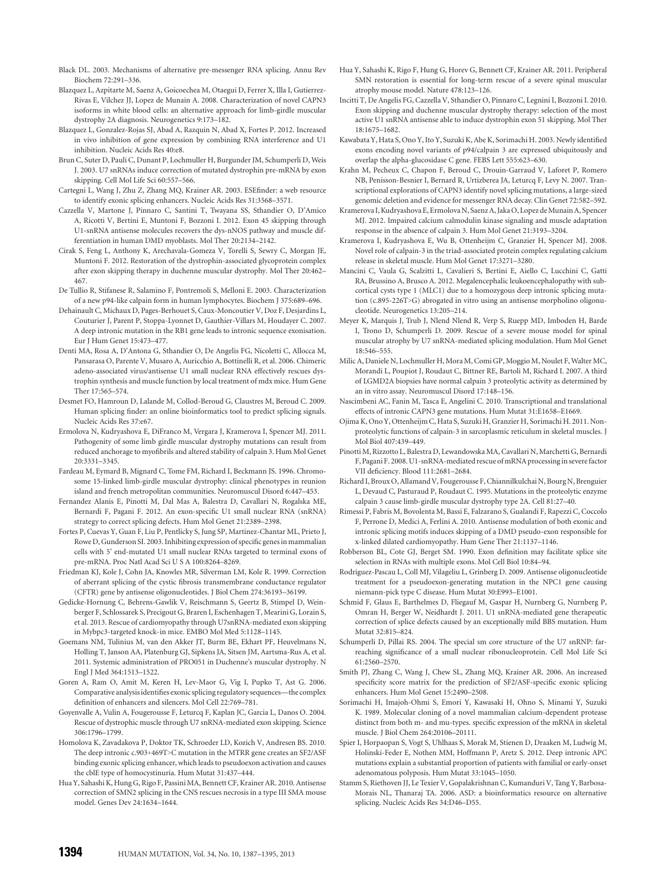Black DL. 2003. Mechanisms of alternative pre-messenger RNA splicing. Annu Rev Biochem 72:291–336.

Blazquez L, Azpitarte M, Saenz A, Goicoechea M, Otaegui D, Ferrer X, Illa I, Gutierrez-Rivas E, Vilchez JJ, Lopez de Munain A. 2008. Characterization of novel CAPN3 isoforms in white blood cells: an alternative approach for limb-girdle muscular dystrophy 2A diagnosis. Neurogenetics 9:173–182.

Blazquez L, Gonzalez-Rojas SJ, Abad A, Razquin N, Abad X, Fortes P. 2012. Increased in vivo inhibition of gene expression by combining RNA interference and U1 inhibition. Nucleic Acids Res 40:e8.

Brun C, Suter D, Pauli C, Dunant P, Lochmuller H, Burgunder JM, Schumperli D, Weis J. 2003. U7 snRNAs induce correction of mutated dystrophin pre-mRNA by exon skipping. Cell Mol Life Sci 60:557–566.

Cartegni L, Wang J, Zhu Z, Zhang MQ, Krainer AR. 2003. ESEfinder: a web resource to identify exonic splicing enhancers. Nucleic Acids Res 31:3568–3571.

Cazzella V, Martone J, Pinnaro C, Santini T, Twayana SS, Sthandier O, D'Amico A, Ricotti V, Bertini E, Muntoni F, Bozzoni I. 2012. Exon 45 skipping through U1-snRNA antisense molecules recovers the dys-nNOS pathway and muscle differentiation in human DMD myoblasts. Mol Ther 20:2134–2142.

Cirak S, Feng L, Anthony K, Arechavala-Gomeza V, Torelli S, Sewry C, Morgan JE, Muntoni F. 2012. Restoration of the dystrophin-associated glycoprotein complex after exon skipping therapy in duchenne muscular dystrophy. Mol Ther 20:462–467.

De Tullio R, Stifanese R, Salamino F, Pontremoli S, Melloni E. 2003. Characterization of a new p94-like calpain form in human lymphocytes. Biochem J 375:689–696.

Dehainault C, Michaux D, Pages-Berhouet S, Caux-Moncoutier V, Doz F, Desjardins L, Couturier J, Parent P, Stoppa-Lyonnet D, Gauthier-Villars M, Houdayer C. 2007. A deep intronic mutation in the RB1 gene leads to intronic sequence exonisation. Eur J Hum Genet 15:473–477.

Denti MA, Rosa A, D'Antona G, Sthandier O, De Angelis FG, Nicoletti C, Allocca M, Pansarasa O, Parente V, Musaro A, Auricchio A, Bottinelli R, et al. 2006. Chimeric adeno-associated virus/antisense U1 small nuclear RNA effectively rescues dystrophin synthesis and muscle function by local treatment of mdx mice. Hum Gene Ther 17:565–574.

Desmet FO, Hamroun D, Lalande M, Collod-Beroud G, Claustres M, Beroud C. 2009. Human splicing finder: an online bioinformatics tool to predict splicing signals. Nucleic Acids Res 37:e67.

Ermolova N, Kudryashova E, DiFranco M, Vergara J, Kramerova I, Spencer MJ. 2011. Pathogenity of some limb girdle muscular dystrophy mutations can result from reduced anchorage to myofibrils and altered stability of calpain 3. Hum Mol Genet 20:3331–3345.

Fardeau M, Eymard B, Mignard C, Tome FM, Richard I, Beckmann JS. 1996. Chromosome 15-linked limb-girdle muscular dystrophy: clinical phenotypes in reunion island and french metropolitan communities. Neuromuscul Disord 6:447–453.

Fernandez Alanis E, Pinotti M, Dal Mas A, Balestra D, Cavallari N, Rogalska ME, Bernardi F, Pagani F. 2012. An exon-specific U1 small nuclear RNA (snRNA) strategy to correct splicing defects. Hum Mol Genet 21:2389–2398.

Fortes P, Cuevas Y, Guan F, Liu P, Pentlicky S, Jung SP, Martinez-Chantar ML, Prieto J, Rowe D, Gunderson SI. 2003. Inhibiting expression of specific genes in mammalian cells with 5' end-mutated U1 small nuclear RNAs targeted to terminal exons of pre-mRNA. Proc Natl Acad Sci U S A 100:8264–8269.

Friedman KJ, Kole J, Cohn JA, Knowles MR, Silverman LM, Kole R. 1999. Correction of aberrant splicing of the cystic fibrosis transmembrane conductance regulator (CFTR) gene by antisense oligonucleotides. J Biol Chem 274:36193–36199.

Gedicke-Hornung C, Behrens-Gawlik V, Reischmann S, Geertz B, Stimpel D, Weinberger F, Schlossarek S, Precigout G, Braren I, Eschenhagen T, Mearini G, Lorain S, et al. 2013. Rescue of cardiomyopathy through U7snRNA-mediated exon skipping in Mybpc3-targeted knock-in mice. EMBO Mol Med 5:1128–1145.

Goemans NM, Tulinius M, van den Akker JT, Burm BE, Ekhart PF, Heuvelmans N, Holling T, Janson AA, Platenburg GJ, Sipkens JA, Sitsen JM, Aartsma-Rus A, et al. 2011. Systemic administration of PRO051 in Duchenne's muscular dystrophy. N Engl J Med 364:1513–1522.

Goren A, Ram O, Amit M, Keren H, Lev-Maor G, Vig I, Pupko T, Ast G. 2006. Comparative analysis identifies exonic splicing regulatory sequences—the complex definition of enhancers and silencers. Mol Cell 22:769–781.

Goyenvalle A, Vulin A, Fougerousse F, Leturcq F, Kaplan JC, Garcia L, Danos O. 2004. Rescue of dystrophic muscle through U7 snRNA-mediated exon skipping. Science 306:1796–1799.

Homolova K, Zavadakova P, Doktor TK, Schroeder LD, Kozich V, Andresen BS. 2010. The deep intronic c.903+469T>C mutation in the MTRR gene creates an SF2/ASF binding exonic splicing enhancer, which leads to pseudoexon activation and causes the cblE type of homocystinuria. Hum Mutat 31:437–444.

Hua Y, Sahashi K, Hung G, Rigo F, Passini MA, Bennett CF, Krainer AR. 2010. Antisense correction of SMN2 splicing in the CNS rescues necrosis in a type III SMA mouse model. Genes Dev 24:1634–1644.

Hua Y, Sahashi K, Rigo F, Hung G, Horev G, Bennett CF, Krainer AR. 2011. Peripheral SMN restoration is essential for long-term rescue of a severe spinal muscular atrophy mouse model. Nature 478:123–126.

Incitti T, De Angelis FG, Cazzella V, Sthandier O, Pinnaro C, Legnini I, Bozzoni I. 2010. Exon skipping and duchenne muscular dystrophy therapy: selection of the most active U1 snRNA antisense able to induce dystrophin exon 51 skipping. Mol Ther 18:1675–1682.

Kawabata Y, Hata S, Ono Y, Ito Y, Suzuki K, Abe K, Sorimachi H. 2003. Newly identified exons encoding novel variants of p94/calpain 3 are expressed ubiquitously and overlap the alpha-glucosidase C gene. FEBS Lett 555:623–630.

Krahn M, Pecheux C, Chapon F, Beroud C, Drouin-Garraud V, Laforet P, Romero NB, Penisson-Besnier I, Bernard R, Urtizberea JA, Leturcq F, Levy N. 2007. Transcriptional explorations of CAPN3 identify novel splicing mutations, a large-sized genomic deletion and evidence for messenger RNA decay. Clin Genet 72:582–592.

Kramerova I, Kudryashova E, Ermolova N, Saenz A, Jaka O, Lopez de Munain A, Spencer MJ. 2012. Impaired calcium calmodulin kinase signaling and muscle adaptation response in the absence of calpain 3. Hum Mol Genet 21:3193–3204.

Kramerova I, Kudryashova E, Wu B, Ottenheijm C, Granzier H, Spencer MJ. 2008. Novel role of calpain-3 in the triad-associated protein complex regulating calcium release in skeletal muscle. Hum Mol Genet 17:3271–3280.

Mancini C, Vaula G, Scalzitti L, Cavalieri S, Bertini E, Aiello C, Lucchini C, Gatti RA, Brussino A, Brusco A. 2012. Megalencephalic leukoencephalopathy with subcortical cysts type 1 (MLC1) due to a homozygous deep intronic splicing mutation (c.895-226T>G) abrogated in vitro using an antisense morpholino oligonucleotide. Neurogenetics 13:205–214.

Meyer K, Marquis J, Trub J, Nlend Nlend R, Verp S, Ruepp MD, Imboden H, Barde I, Trono D, Schumperli D. 2009. Rescue of a severe mouse model for spinal muscular atrophy by U7 snRNA-mediated splicing modulation. Hum Mol Genet 18:546–555.

Milic A, Daniele N, Lochmuller H, Mora M, Comi GP, Moggio M, Noulet F, Walter MC, Morandi L, Poupiot J, Roudaut C, Bittner RE, Bartoli M, Richard I. 2007. A third of LGMD2A biopsies have normal calpain 3 proteolytic activity as determined by an in vitro assay. Neuromuscul Disord 17:148–156.

Nascimbeni AC, Fanin M, Tasca E, Angelini C. 2010. Transcriptional and translational effects of intronic CAPN3 gene mutations. Hum Mutat 31:E1658–E1669.

Ojima K, Ono Y, Ottenheijm C, Hata S, Suzuki H, Granzier H, Sorimachi H. 2011. Non-proteolytic functions of calpain-3 in sarcoplasmic reticulum in skeletal muscles. J Mol Biol 407:439–449.

Pinotti M, Rizzotto L, Balestra D, Lewandowska MA, Cavallari N, Marchetti G, Bernardi F, Pagani F. 2008. U1-snRNA-mediated rescue of mRNA processing in severe factor VII deficiency. Blood 111:2681–2684.

Richard I, Broux O, Allamand V, Fougerousse F, Chiannilkulchai N, Bourg N, Brenguier L, Devaud C, Pasturaud P, Roudaut C. 1995. Mutations in the proteolytic enzyme calpain 3 cause limb-girdle muscular dystrophy type 2A. Cell 81:27–40.

Rimessi P, Fabris M, Bovolenta M, Bassi E, Falzarano S, Gualandi F, Rapezzi C, Coccolo F, Perrone D, Medici A, Ferlini A. 2010. Antisense modulation of both exonic and intronic splicing motifs induces skipping of a DMD pseudo-exon responsible for x-linked dilated cardiomyopathy. Hum Gene Ther 21:1137–1146.

Robberson BL, Cote GJ, Berget SM. 1990. Exon definition may facilitate splice site selection in RNAs with multiple exons. Mol Cell Biol 10:84–94.

Rodriguez-Pascau L, Coll MJ, Vilageliu L, Grinberg D. 2009. Antisense oligonucleotide treatment for a pseudoexon-generating mutation in the NPC1 gene causing niemann-pick type C disease. Hum Mutat 30:E993–E1001.

Schmid F, Glaus E, Barthelmes D, Fliegauf M, Gaspar H, Nurnberg G, Nurnberg P, Omran H, Berger W, Neidhardt J. 2011. U1 snRNA-mediated gene therapeutic correction of splice defects caused by an exceptionally mild BBS mutation. Hum Mutat 32:815–824.

Schumperli D, Pillai RS. 2004. The special sm core structure of the U7 snRNP: far-reaching significance of a small nuclear ribonucleoprotein. Cell Mol Life Sci 61:2560–2570.

Smith PJ, Zhang C, Wang J, Chew SL, Zhang MQ, Krainer AR. 2006. An increased specificity score matrix for the prediction of SF2/ASF-specific exonic splicing enhancers. Hum Mol Genet 15:2490–2508.

Sorimachi H, Imajoh-Ohmi S, Emori Y, Kawasaki H, Ohno S, Minami Y, Suzuki K. 1989. Molecular cloning of a novel mammalian calcium-dependent protease distinct from both m- and mu-types. specific expression of the mRNA in skeletal muscle. J Biol Chem 264:20106–20111.

Spier I, Horpaopan S, Vogt S, Uhlhaas S, Morak M, Stienen D, Draaken M, Ludwig M, Holinski-Feder E, Nothen MM, Hoffmann P, Aretz S. 2012. Deep intronic APC mutations explain a substantial proportion of patients with familial or early-onset adenomatous polyposis. Hum Mutat 33:1045–1050.

Stamm S, Riethoven JJ, Le Texier V, Gopalakrishnan C, Kumanduri V, Tang Y, Barbosa-Morais NL, Thanaraj TA. 2006. ASD: a bioinformatics resource on alternative splicing. Nucleic Acids Res 34:D46–D55.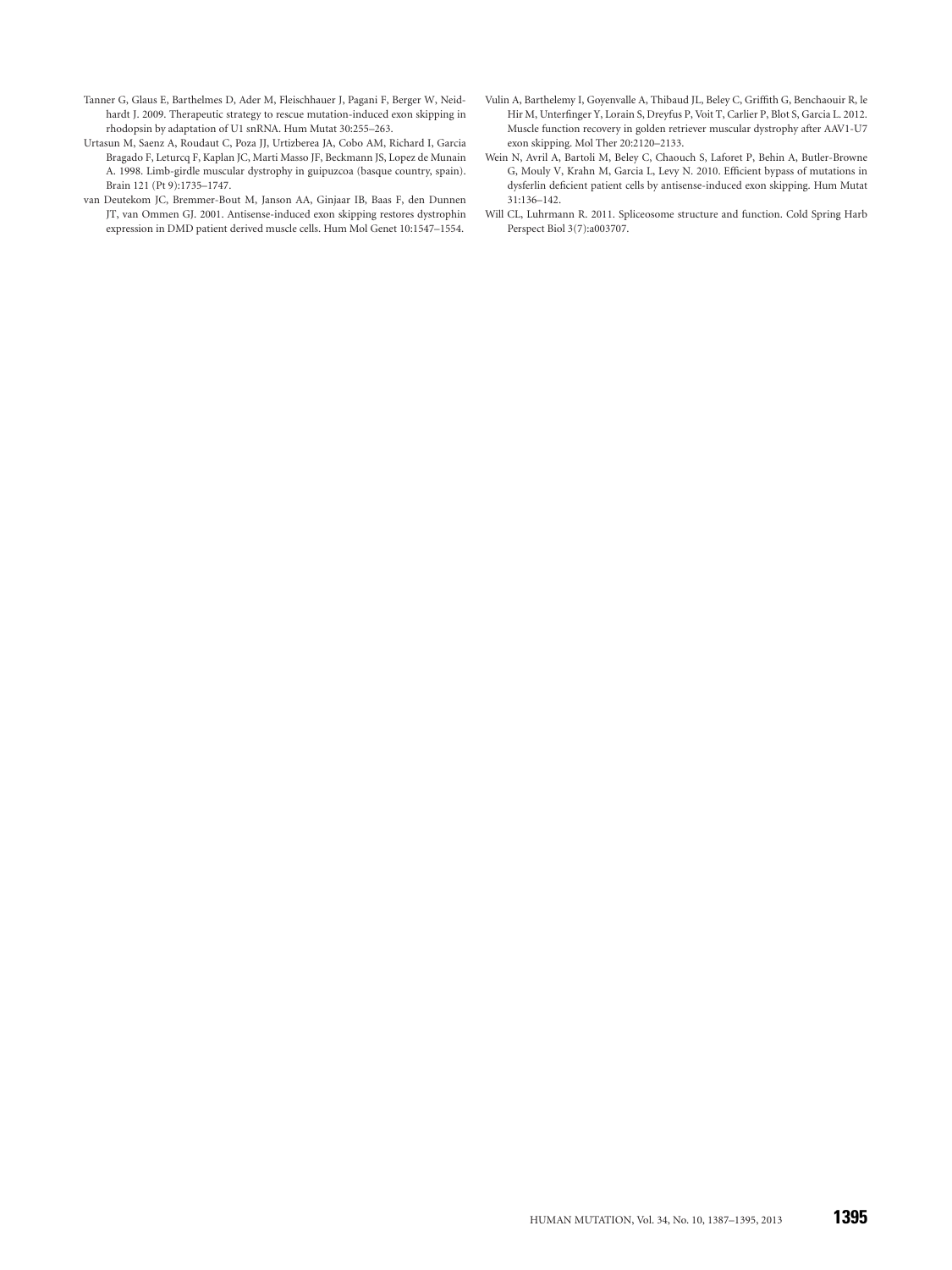Tanner G, Glaus E, Barthelmes D, Ader M, Fleischhauer J, Pagani F, Berger W, Neidhardt J. 2009. Therapeutic strategy to rescue mutation-induced exon skipping in rhodopsin by adaptation of U1 snRNA. Hum Mutat 30:255–263.

Urtasun M, Saenz A, Roudaut C, Poza JJ, Urtizberea JA, Cobo AM, Richard I, Garcia Bragado F, Leturcq F, Kaplan JC, Marti Masso JF, Beckmann JS, Lopez de Munain A. 1998. Limb-girdle muscular dystrophy in guipuzcoa (basque country, spain). Brain 121 (Pt 9):1735–1747.

van Deutekom JC, Bremmer-Bout M, Janson AA, Ginjaar IB, Baas F, den Dunnen JT, van Ommen GJ. 2001. Antisense-induced exon skipping restores dystrophin expression in DMD patient derived muscle cells. Hum Mol Genet 10:1547–1554.

Vulin A, Barthelemy I, Goyenvalle A, Thibaud JL, Beley C, Griffith G, Benchaouir R, le Hir M, Unterfinger Y, Lorain S, Dreyfus P, Voit T, Carlier P, Blot S, Garcia L. 2012. Muscle function recovery in golden retriever muscular dystrophy after AAV1-U7 exon skipping. Mol Ther 20:2120–2133.

Wein N, Avril A, Bartoli M, Beley C, Chaouch S, Laforet P, Behin A, Butler-Browne G, Mouly V, Krahn M, Garcia L, Levy N. 2010. Efficient bypass of mutations in dysferlin deficient patient cells by antisense-induced exon skipping. Hum Mutat 31:136–142.

Will CL, Luhrmann R. 2011. Spliceosome structure and function. Cold Spring Harb Perspect Biol 3(7):a003707.